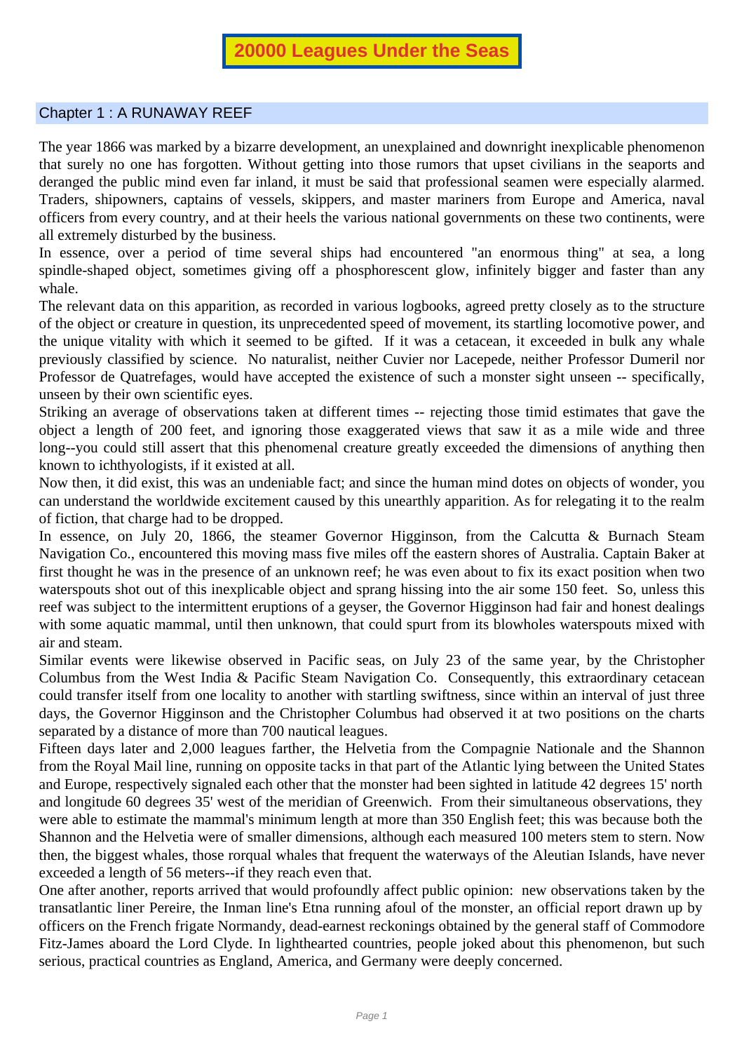# 20000 Leagues Under the Seas

## Chapter 1 : A RUNAWAY REEF

The year 1866 was marked by a bizarre development, an unexplained and downright inexplicable phenomenon that surely no one has forgotten. Without getting into those rumors that upset civilians in the seaports and deranged the public mind even far inland, it must be said that professional seamen were especially alarmed. Traders, shipowners, captains of vessels, skippers, and master mariners from Europe and America, naval officers from every country, and at their heels the various national governments on these two continents, were all extremely disturbed by the business.

In essence, over a period of time several ships had encountered "an enormous thing" at sea, a long spindle-shaped object, sometimes giving off a phosphorescent glow, infinitely bigger and faster than any whale.

The relevant data on this apparition, as recorded in various logbooks, agreed pretty closely as to the structure of the object or creature in question, its unprecedented speed of movement, its startling locomotive power, and the unique vitality with which it seemed to be gifted. If it was a cetacean, it exceeded in bulk any whale previously classified by science. No naturalist, neither Cuvier nor Lacepede, neither Professor Dumeril nor Professor de Quatrefages, would have accepted the existence of such a monster sight unseen -- specifically, unseen by their own scientific eyes.

Striking an average of observations taken at different times -- rejecting those timid estimates that gave the object a length of 200 feet, and ignoring those exaggerated views that saw it as a mile wide and three long--you could still assert that this phenomenal creature greatly exceeded the dimensions of anything then known to ichthyologists, if it existed at all.

Now then, it did exist, this was an undeniable fact; and since the human mind dotes on objects of wonder, you can understand the worldwide excitement caused by this unearthly apparition. As for relegating it to the realm of fiction, that charge had to be dropped.

In essence, on July 20, 1866, the steamer Governor Higginson, from the Calcutta & Burnach Steam Navigation Co., encountered this moving mass five miles off the eastern shores of Australia. Captain Baker at first thought he was in the presence of an unknown reef; he was even about to fix its exact position when two waterspouts shot out of this inexplicable object and sprang hissing into the air some 150 feet. So, unless this reef was subject to the intermittent eruptions of a geyser, the Governor Higginson had fair and honest dealings with some aquatic mammal, until then unknown, that could spurt from its blowholes waterspouts mixed with air and steam.

Similar events were likewise observed in Pacific seas, on July 23 of the same year, by the Christopher Columbus from the West India & Pacific Steam Navigation Co. Consequently, this extraordinary cetacean could transfer itself from one locality to another with startling swiftness, since within an interval of just three days, the Governor Higginson and the Christopher Columbus had observed it at two positions on the charts separated by a distance of more than 700 nautical leagues.

Fifteen days later and 2,000 leagues farther, the Helvetia from the Compagnie Nationale and the Shannon from the Royal Mail line, running on opposite tacks in that part of the Atlantic lying between the United States and Europe, respectively signaled each other that the monster had been sighted in latitude 42 degrees 15' north and longitude 60 degrees 35' west of the meridian of Greenwich. From their simultaneous observations, they were able to estimate the mammal's minimum length at more than 350 English feet; this was because both the Shannon and the Helvetia were of smaller dimensions, although each measured 100 meters stem to stern. Now then, the biggest whales, those rorqual whales that frequent the waterways of the Aleutian Islands, have never exceeded a length of 56 meters--if they reach even that.

One after another, reports arrived that would profoundly affect public opinion: new observations taken by the transatlantic liner Pereire, the Inman line's Etna running afoul of the monster, an official report drawn up by officers on the French frigate Normandy, dead-earnest reckonings obtained by the general staff of Commodore Fitz-James aboard the Lord Clyde. In lighthearted countries, people joked about this phenomenon, but such serious, practical countries as England, America, and Germany were deeply concerned.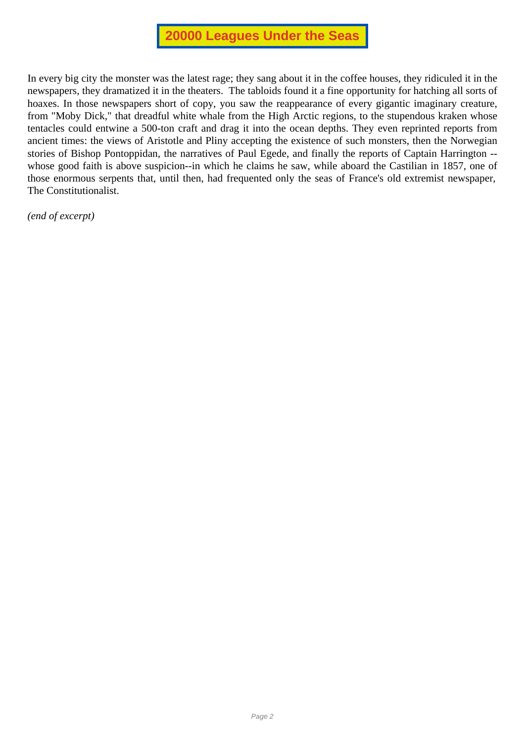# 20000 Leagues Under the Seas

In every big city the monster was the latest rage; they sang about it in the coffee houses, they ridiculed it in the newspapers, they dramatized it in the theaters. The tabloids found it a fine opportunity for hatching all sorts of hoaxes. In those newspapers short of copy, you saw the reappearance of every gigantic imaginary creature, from "Moby Dick," that dreadful white whale from the High Arctic regions, to the stupendous kraken whose tentacles could entwine a 500-ton craft and drag it into the ocean depths. They even reprinted reports from ancient times: the views of Aristotle and Pliny accepting the existence of such monsters, then the Norwegian stories of Bishop Pontoppidan, the narratives of Paul Egede, and finally the reports of Captain Harrington -- whose good faith is above suspicion--in which he claims he saw, while aboard the Castilian in 1857, one of those enormous serpents that, until then, had frequented only the seas of France's old extremist newspaper, The Constitutionalist.

*(end of excerpt)*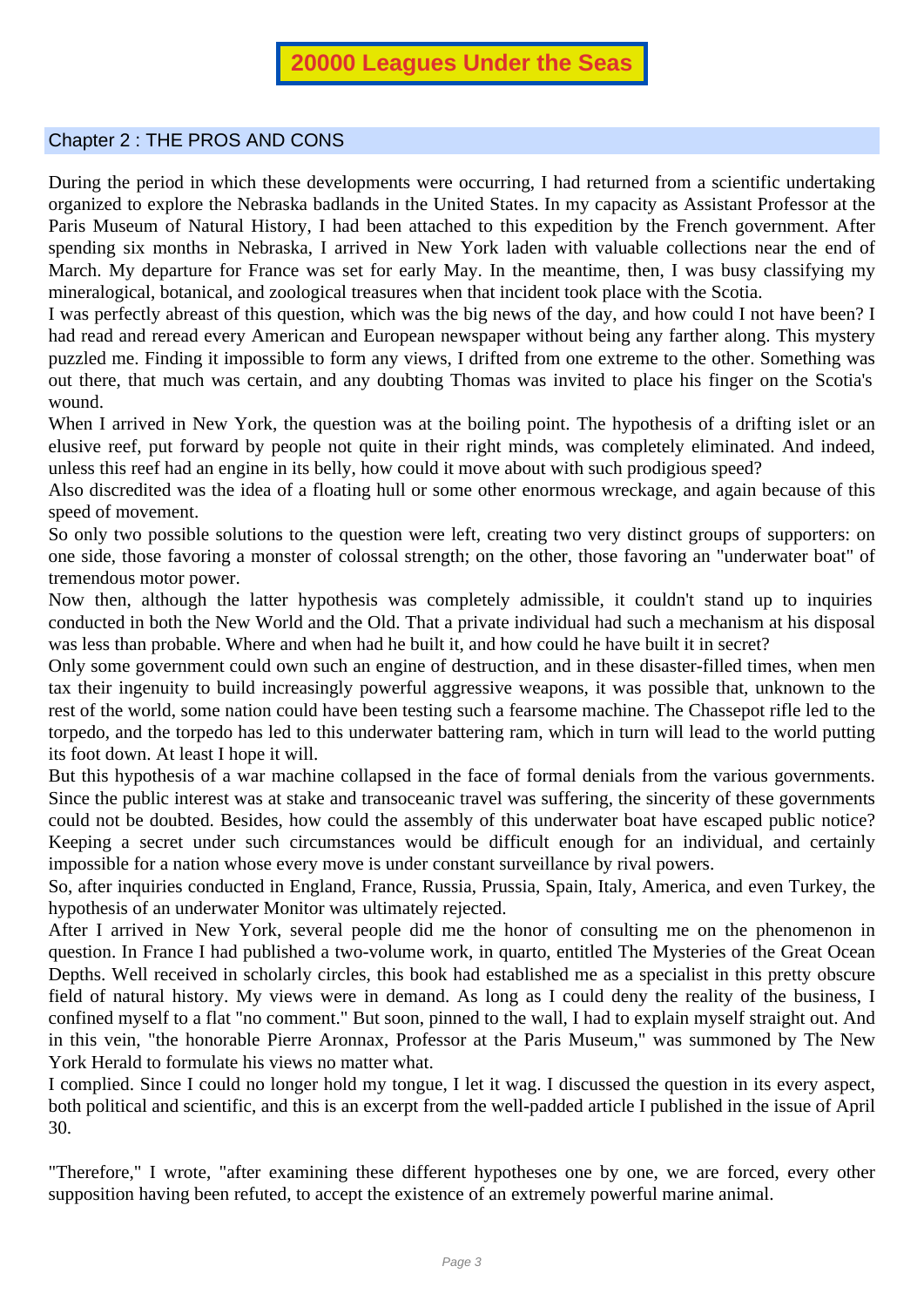# 20000 Leagues Under the Seas

## Chapter 2 : THE PROS AND CONS

During the period in which these developments were occurring, I had returned from a scientific undertaking organized to explore the Nebraska badlands in the United States. In my capacity as Assistant Professor at the Paris Museum of Natural History, I had been attached to this expedition by the French government. After spending six months in Nebraska, I arrived in New York laden with valuable collections near the end of March. My departure for France was set for early May. In the meantime, then, I was busy classifying my mineralogical, botanical, and zoological treasures when that incident took place with the Scotia.

I was perfectly abreast of this question, which was the big news of the day, and how could I not have been? I had read and reread every American and European newspaper without being any farther along. This mystery puzzled me. Finding it impossible to form any views, I drifted from one extreme to the other. Something was out there, that much was certain, and any doubting Thomas was invited to place his finger on the Scotia's wound.

When I arrived in New York, the question was at the boiling point. The hypothesis of a drifting islet or an elusive reef, put forward by people not quite in their right minds, was completely eliminated. And indeed, unless this reef had an engine in its belly, how could it move about with such prodigious speed?

Also discredited was the idea of a floating hull or some other enormous wreckage, and again because of this speed of movement.

So only two possible solutions to the question were left, creating two very distinct groups of supporters: on one side, those favoring a monster of colossal strength; on the other, those favoring an "underwater boat" of tremendous motor power.

Now then, although the latter hypothesis was completely admissible, it couldn't stand up to inquiries conducted in both the New World and the Old. That a private individual had such a mechanism at his disposal was less than probable. Where and when had he built it, and how could he have built it in secret?

Only some government could own such an engine of destruction, and in these disaster-filled times, when men tax their ingenuity to build increasingly powerful aggressive weapons, it was possible that, unknown to the rest of the world, some nation could have been testing such a fearsome machine. The Chassepot rifle led to the torpedo, and the torpedo has led to this underwater battering ram, which in turn will lead to the world putting its foot down. At least I hope it will.

But this hypothesis of a war machine collapsed in the face of formal denials from the various governments. Since the public interest was at stake and transoceanic travel was suffering, the sincerity of these governments could not be doubted. Besides, how could the assembly of this underwater boat have escaped public notice? Keeping a secret under such circumstances would be difficult enough for an individual, and certainly impossible for a nation whose every move is under constant surveillance by rival powers.

So, after inquiries conducted in England, France, Russia, Prussia, Spain, Italy, America, and even Turkey, the hypothesis of an underwater Monitor was ultimately rejected.

After I arrived in New York, several people did me the honor of consulting me on the phenomenon in question. In France I had published a two-volume work, in quarto, entitled The Mysteries of the Great Ocean Depths. Well received in scholarly circles, this book had established me as a specialist in this pretty obscure field of natural history. My views were in demand. As long as I could deny the reality of the business, I confined myself to a flat "no comment." But soon, pinned to the wall, I had to explain myself straight out. And in this vein, "the honorable Pierre Aronnax, Professor at the Paris Museum," was summoned by The New York Herald to formulate his views no matter what.

I complied. Since I could no longer hold my tongue, I let it wag. I discussed the question in its every aspect, both political and scientific, and this is an excerpt from the well-padded article I published in the issue of April 30.

"Therefore," I wrote, "after examining these different hypotheses one by one, we are forced, every other supposition having been refuted, to accept the existence of an extremely powerful marine animal.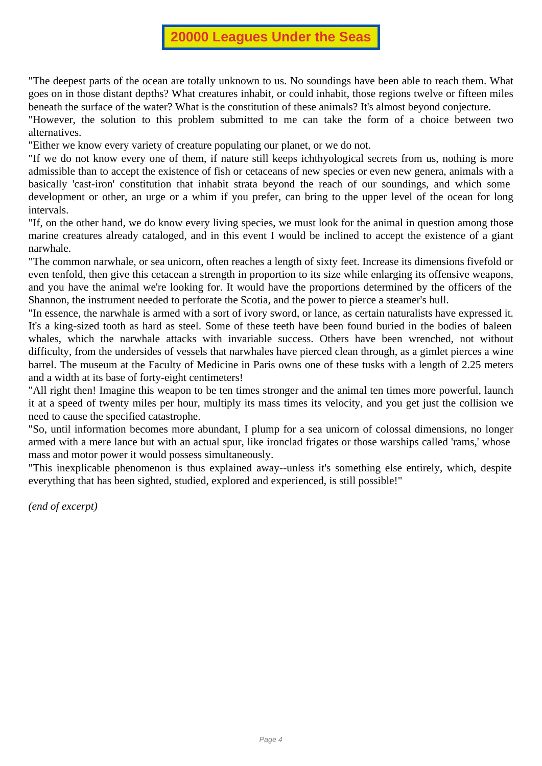# 20000 Leagues Under the Seas

"The deepest parts of the ocean are totally unknown to us. No soundings have been able to reach them. What goes on in those distant depths? What creatures inhabit, or could inhabit, those regions twelve or fifteen miles beneath the surface of the water? What is the constitution of these animals? It's almost beyond conjecture.

"However, the solution to this problem submitted to me can take the form of a choice between two alternatives.

"Either we know every variety of creature populating our planet, or we do not.

"If we do not know every one of them, if nature still keeps ichthyological secrets from us, nothing is more admissible than to accept the existence of fish or cetaceans of new species or even new genera, animals with a basically 'cast-iron' constitution that inhabit strata beyond the reach of our soundings, and which some development or other, an urge or a whim if you prefer, can bring to the upper level of the ocean for long intervals.

"If, on the other hand, we do know every living species, we must look for the animal in question among those marine creatures already cataloged, and in this event I would be inclined to accept the existence of a giant narwhale.

"The common narwhale, or sea unicorn, often reaches a length of sixty feet. Increase its dimensions fivefold or even tenfold, then give this cetacean a strength in proportion to its size while enlarging its offensive weapons, and you have the animal we're looking for. It would have the proportions determined by the officers of the Shannon, the instrument needed to perforate the Scotia, and the power to pierce a steamer's hull.

"In essence, the narwhale is armed with a sort of ivory sword, or lance, as certain naturalists have expressed it. It's a king-sized tooth as hard as steel. Some of these teeth have been found buried in the bodies of baleen whales, which the narwhale attacks with invariable success. Others have been wrenched, not without difficulty, from the undersides of vessels that narwhales have pierced clean through, as a gimlet pierces a wine barrel. The museum at the Faculty of Medicine in Paris owns one of these tusks with a length of 2.25 meters and a width at its base of forty-eight centimeters!

"All right then! Imagine this weapon to be ten times stronger and the animal ten times more powerful, launch it at a speed of twenty miles per hour, multiply its mass times its velocity, and you get just the collision we need to cause the specified catastrophe.

"So, until information becomes more abundant, I plump for a sea unicorn of colossal dimensions, no longer armed with a mere lance but with an actual spur, like ironclad frigates or those warships called 'rams,' whose mass and motor power it would possess simultaneously.

"This inexplicable phenomenon is thus explained away--unless it's something else entirely, which, despite everything that has been sighted, studied, explored and experienced, is still possible!"

*(end of excerpt)*